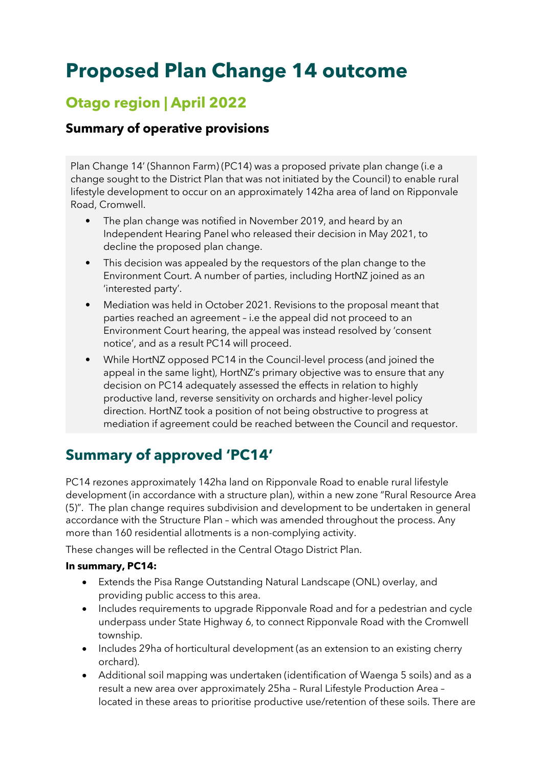# Proposed Plan Change 14 outcome

## Otago region | April 2022

### Summary of operative provisions

Plan Change 14' (Shannon Farm) (PC14) was a proposed private plan change (i.e a change sought to the District Plan that was not initiated by the Council) to enable rural lifestyle development to occur on an approximately 142ha area of land on Ripponvale Road, Cromwell.

- The plan change was notified in November 2019, and heard by an Independent Hearing Panel who released their decision in May 2021, to decline the proposed plan change.
- This decision was appealed by the requestors of the plan change to the Environment Court. A number of parties, including HortNZ joined as an 'interested party'.
- Mediation was held in October 2021. Revisions to the proposal meant that parties reached an agreement – i.e the appeal did not proceed to an Environment Court hearing, the appeal was instead resolved by 'consent notice', and as a result PC14 will proceed.
- While HortNZ opposed PC14 in the Council-level process (and joined the appeal in the same light), HortNZ's primary objective was to ensure that any decision on PC14 adequately assessed the effects in relation to highly productive land, reverse sensitivity on orchards and higher-level policy direction. HortNZ took a position of not being obstructive to progress at mediation if agreement could be reached between the Council and requestor.

## Summary of approved 'PC14'

PC14 rezones approximately 142ha land on Ripponvale Road to enable rural lifestyle development (in accordance with a structure plan), within a new zone "Rural Resource Area (5)". The plan change requires subdivision and development to be undertaken in general accordance with the Structure Plan – which was amended throughout the process. Any more than 160 residential allotments is a non-complying activity.

These changes will be reflected in the Central Otago District Plan.

**In summary, PC14:**

- Extends the Pisa Range Outstanding Natural Landscape (ONL) overlay, and providing public access to this area.
- Includes requirements to upgrade Ripponvale Road and for a pedestrian and cycle underpass under State Highway 6, to connect Ripponvale Road with the Cromwell township.
- Includes 29ha of horticultural development (as an extension to an existing cherry orchard).
- Additional soil mapping was undertaken (identification of Waenga 5 soils) and as a result a new area over approximately 25ha – Rural Lifestyle Production Area – located in these areas to prioritise productive use/retention of these soils. There are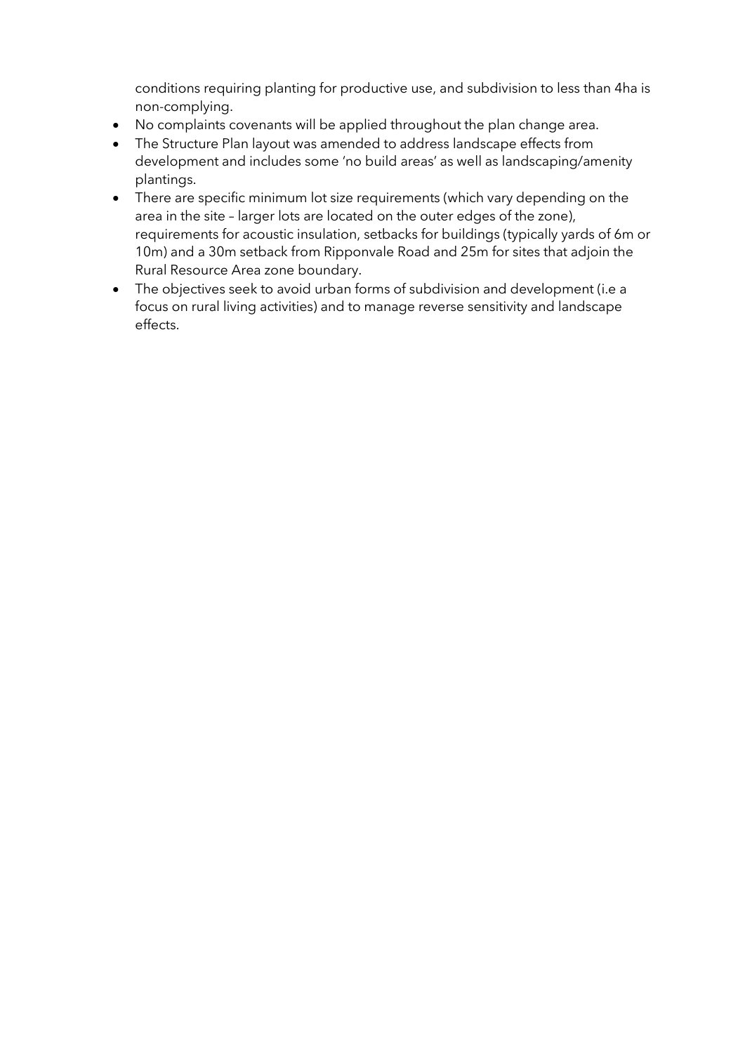conditions requiring planting for productive use, and subdivision to less than 4ha is non-complying.

- No complaints covenants will be applied throughout the plan change area.
- The Structure Plan layout was amended to address landscape effects from development and includes some 'no build areas' as well as landscaping/amenity plantings.
- There are specific minimum lot size requirements (which vary depending on the area in the site – larger lots are located on the outer edges of the zone), requirements for acoustic insulation, setbacks for buildings (typically yards of 6m or 10m) and a 30m setback from Ripponvale Road and 25m for sites that adjoin the Rural Resource Area zone boundary.
- The objectives seek to avoid urban forms of subdivision and development (i.e a focus on rural living activities) and to manage reverse sensitivity and landscape effects.